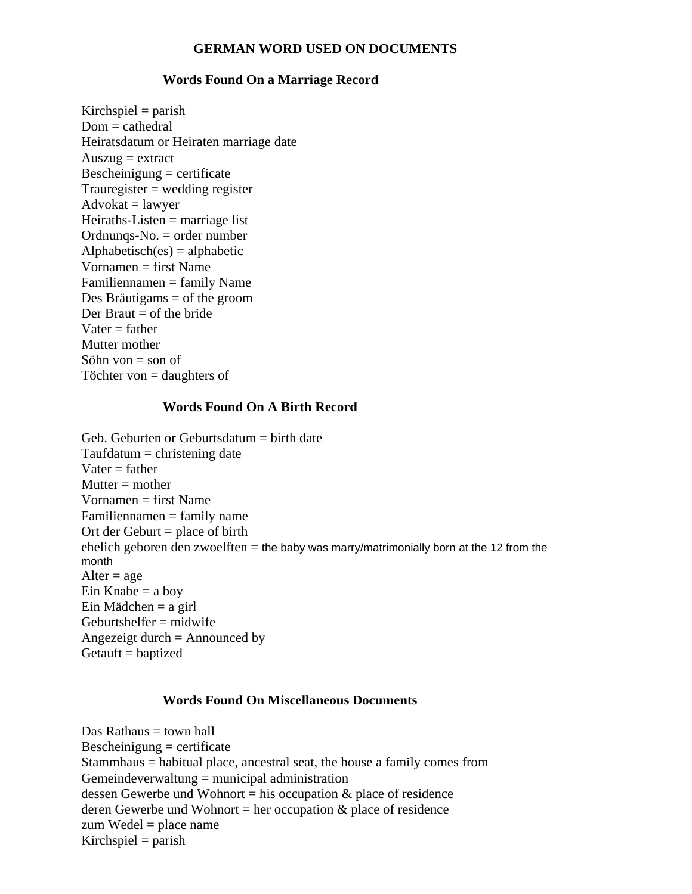# GERMAN WORD USED ON DOCUMENTS

## Words Found On a Marriage Record

Kirchspiel = parish
Dom = cathedral
Heiratsdatum or Heiraten marriage date
Auszug = extract
Bescheinigung = certificate
Trauregister = wedding register
Advokat = lawyer
Heiraths-Listen = marriage list
Ordnunqs-No. = order number
Alphabetisch(es) = alphabetic
Vornamen = first Name
Familiennamen = family Name
Des Bräutigams = of the groom
Der Braut = of the bride
Vater = father
Mutter mother
Söhn von = son of
Töchter von = daughters of

## Words Found On A Birth Record

Geb. Geburten or Geburtsdatum = birth date
Taufdatum = christening date
Vater = father
Mutter = mother
Vornamen = first Name
Familiennamen = family name
Ort der Geburt = place of birth
ehelich geboren den zwoelften = the baby was marry/matrimonially born at the 12 from the month
Alter = age
Ein Knabe = a boy
Ein Mädchen = a girl
Geburtshelfer = midwife
Angezeigt durch = Announced by
Getauft = baptized

## Words Found On Miscellaneous Documents

Das Rathaus = town hall
Bescheinigung = certificate
Stammhaus = habitual place, ancestral seat, the house a family comes from
Gemeindeverwaltung = municipal administration
dessen Gewerbe und Wohnort = his occupation & place of residence
deren Gewerbe und Wohnort = her occupation & place of residence
zum Wedel = place name
Kirchspiel = parish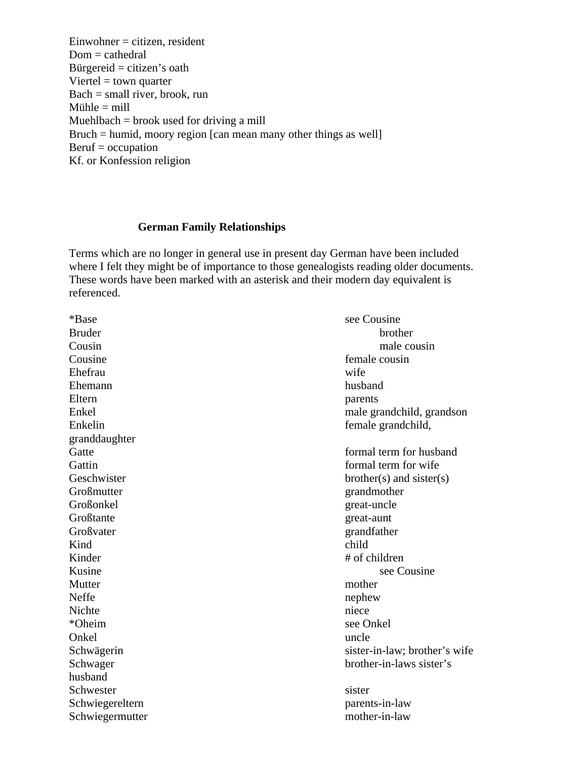Einwohner = citizen, resident
Dom = cathedral
Bürgereid = citizen's oath
Viertel = town quarter
Bach = small river, brook, run
Mühle = mill
Muehlbach = brook used for driving a mill
Bruch = humid, moory region [can mean many other things as well]
Beruf = occupation
Kf. or Konfession religion

### German Family Relationships

Terms which are no longer in general use in present day German have been included where I felt they might be of importance to those genealogists reading older documents. These words have been marked with an asterisk and their modern day equivalent is referenced.

| | |
|---|---|
| *Base | see Cousine |
| Bruder | brother |
| Cousin | male cousin |
| Cousine | female cousin |
| Ehefrau | wife |
| Ehemann | husband |
| Eltern | parents |
| Enkel | male grandchild, grandson |
| Enkelin | female grandchild, granddaughter |
| Gatte | formal term for husband |
| Gattin | formal term for wife |
| Geschwister | brother(s) and sister(s) |
| Großmutter | grandmother |
| Großonkel | great-uncle |
| Großtante | great-aunt |
| Großvater | grandfather |
| Kind | child |
| Kinder | # of children |
| Kusine | see Cousine |
| Mutter | mother |
| Neffe | nephew |
| Nichte | niece |
| *Oheim | see Onkel |
| Onkel | uncle |
| Schwägerin | sister-in-law; brother's wife |
| Schwager | brother-in-laws sister's husband |
| Schwester | sister |
| Schwiegereltern | parents-in-law |
| Schwiegermutter | mother-in-law |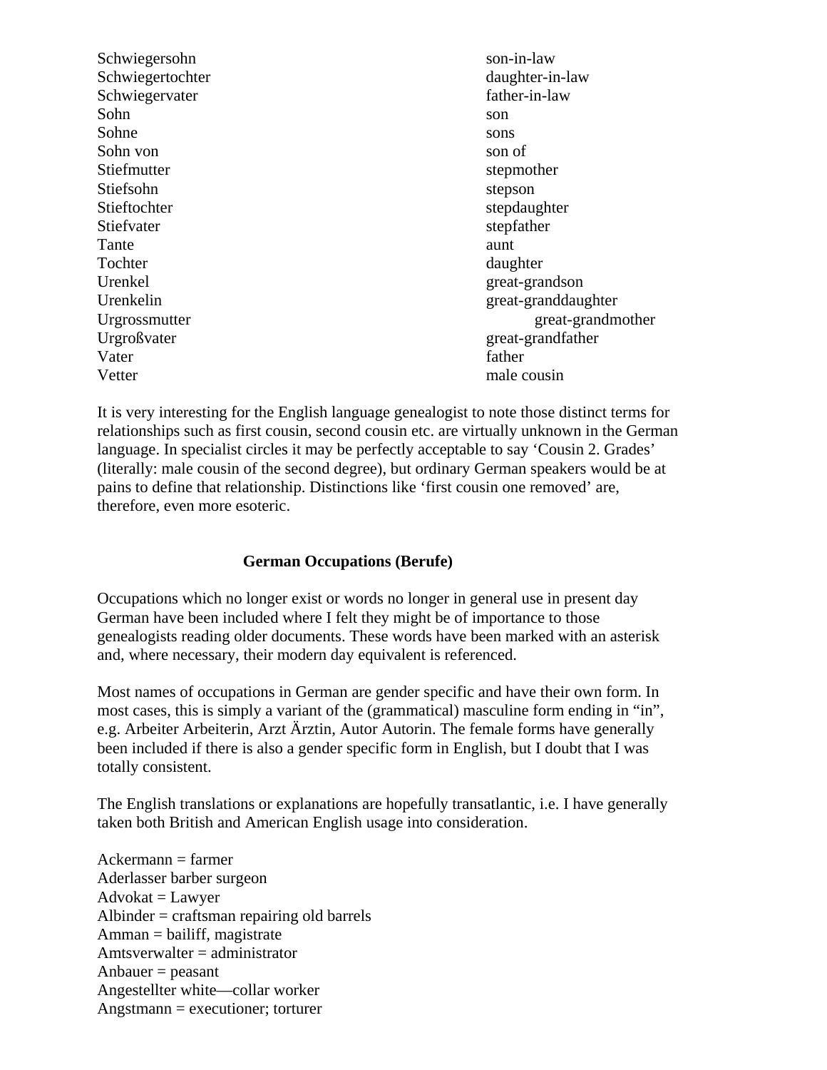| | |
|---|---|
| Schwiegersohn | son-in-law |
| Schwiegertochter | daughter-in-law |
| Schwiegervater | father-in-law |
| Sohn | son |
| Sohne | sons |
| Sohn von | son of |
| Stiefmutter | stepmother |
| Stiefsohn | stepson |
| Stieftochter | stepdaughter |
| Stiefvater | stepfather |
| Tante | aunt |
| Tochter | daughter |
| Urenkel | great-grandson |
| Urenkelin | great-granddaughter |
| Urgrossmutter | great-grandmother |
| Urgroßvater | great-grandfather |
| Vater | father |
| Vetter | male cousin |

It is very interesting for the English language genealogist to note those distinct terms for relationships such as first cousin, second cousin etc. are virtually unknown in the German language. In specialist circles it may be perfectly acceptable to say 'Cousin 2. Grades' (literally: male cousin of the second degree), but ordinary German speakers would be at pains to define that relationship. Distinctions like 'first cousin one removed' are, therefore, even more esoteric.

## German Occupations (Berufe)

Occupations which no longer exist or words no longer in general use in present day German have been included where I felt they might be of importance to those genealogists reading older documents. These words have been marked with an asterisk and, where necessary, their modern day equivalent is referenced.

Most names of occupations in German are gender specific and have their own form. In most cases, this is simply a variant of the (grammatical) masculine form ending in "in", e.g. Arbeiter Arbeiterin, Arzt Ärztin, Autor Autorin. The female forms have generally been included if there is also a gender specific form in English, but I doubt that I was totally consistent.

The English translations or explanations are hopefully transatlantic, i.e. I have generally taken both British and American English usage into consideration.

Ackermann = farmer
Aderlasser barber surgeon
Advokat = Lawyer
Albinder = craftsman repairing old barrels
Amman = bailiff, magistrate
Amtsverwalter = administrator
Anbauer = peasant
Angestellter white—collar worker
Angstmann = executioner; torturer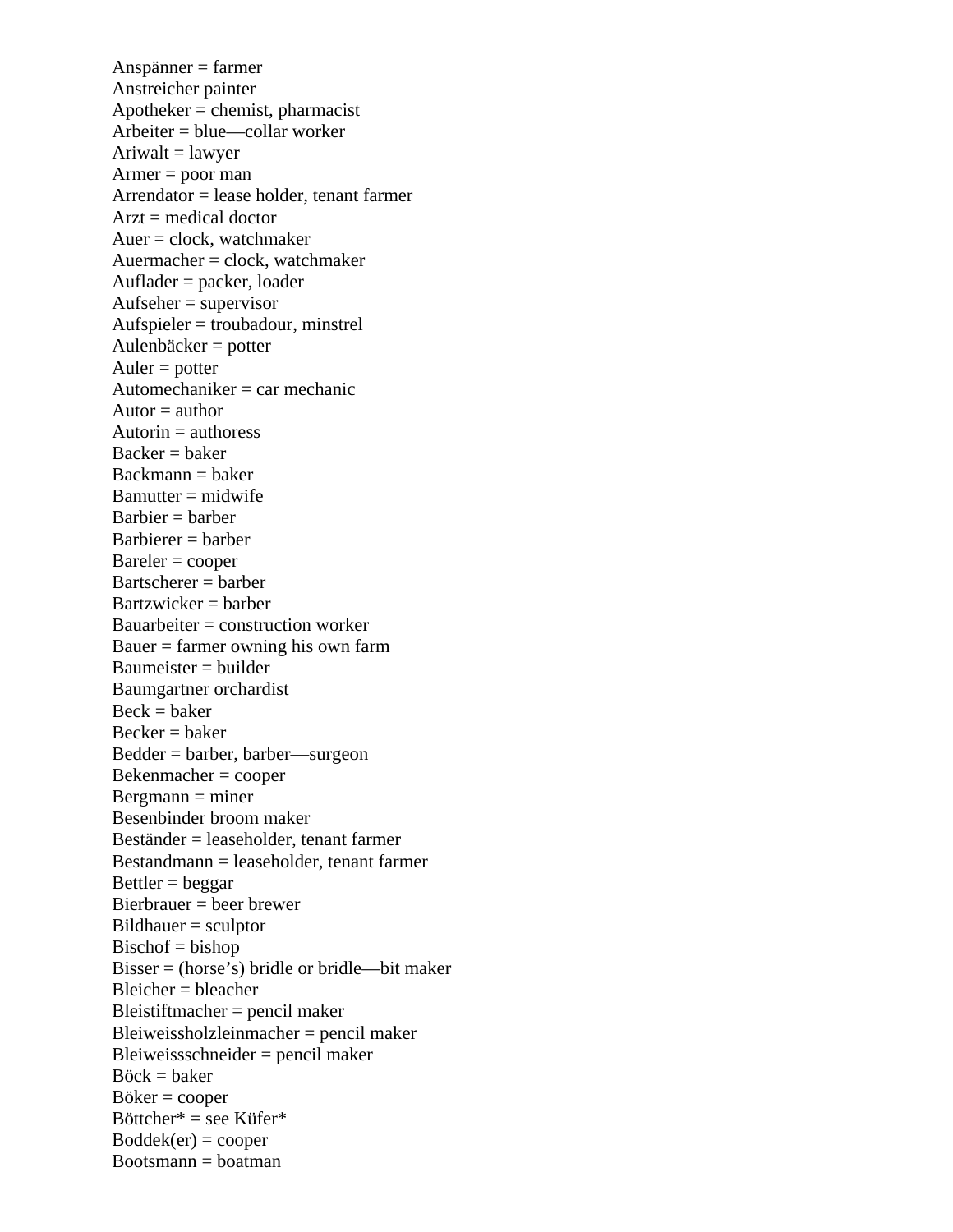Anspänner = farmer
Anstreicher painter
Apotheker = chemist, pharmacist
Arbeiter = blue—collar worker
Ariwalt = lawyer
Armer = poor man
Arrendator = lease holder, tenant farmer
Arzt = medical doctor
Auer = clock, watchmaker
Auermacher = clock, watchmaker
Auflader = packer, loader
Aufseher = supervisor
Aufspieler = troubadour, minstrel
Aulenbäcker = potter
Auler = potter
Automechaniker = car mechanic
Autor = author
Autorin = authoress
Backer = baker
Backmann = baker
Bamutter = midwife
Barbier = barber
Barbierer = barber
Bareler = cooper
Bartscherer = barber
Bartzwicker = barber
Bauarbeiter = construction worker
Bauer = farmer owning his own farm
Baumeister = builder
Baumgartner orchardist
Beck = baker
Becker = baker
Bedder = barber, barber—surgeon
Bekenmacher = cooper
Bergmann = miner
Besenbinder broom maker
Beständer = leaseholder, tenant farmer
Bestandmann = leaseholder, tenant farmer
Bettler = beggar
Bierbrauer = beer brewer
Bildhauer = sculptor
Bischof = bishop
Bisser = (horse's) bridle or bridle—bit maker
Bleicher = bleacher
Bleistiftmacher = pencil maker
Bleiweissholzleinmacher = pencil maker
Bleiweissschneider = pencil maker
Böck = baker
Böker = cooper
Böttcher* = see Küfer*
Boddek(er) = cooper
Bootsmann = boatman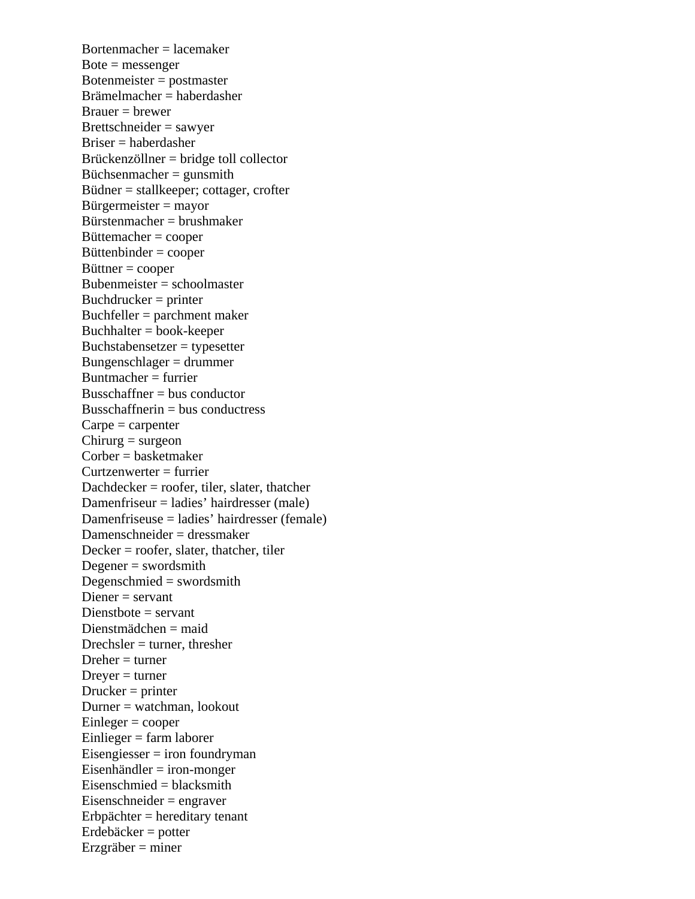Bortenmacher = lacemaker
Bote = messenger
Botenmeister = postmaster
Brämelmacher = haberdasher
Brauer = brewer
Brettschneider = sawyer
Briser = haberdasher
Brückenzöllner = bridge toll collector
Büchsenmacher = gunsmith
Büdner = stallkeeper; cottager, crofter
Bürgermeister = mayor
Bürstenmacher = brushmaker
Büttemacher = cooper
Büttenbinder = cooper
Büttner = cooper
Bubenmeister = schoolmaster
Buchdrucker = printer
Buchfeller = parchment maker
Buchhalter = book-keeper
Buchstabensetzer = typesetter
Bungenschlager = drummer
Buntmacher = furrier
Busschaffner = bus conductor
Busschaffnerin = bus conductress
Carpe = carpenter
Chirurg = surgeon
Corber = basketmaker
Curtzenwerter = furrier
Dachdecker = roofer, tiler, slater, thatcher
Damenfriseur = ladies' hairdresser (male)
Damenfriseuse = ladies' hairdresser (female)
Damenschneider = dressmaker
Decker = roofer, slater, thatcher, tiler
Degener = swordsmith
Degenschmied = swordsmith
Diener = servant
Dienstbote = servant
Dienstmädchen = maid
Drechsler = turner, thresher
Dreher = turner
Dreyer = turner
Drucker = printer
Durner = watchman, lookout
Einleger = cooper
Einlieger = farm laborer
Eisengiesser = iron foundryman
Eisenhändler = iron-monger
Eisenschmied = blacksmith
Eisenschneider = engraver
Erbpächter = hereditary tenant
Erdebäcker = potter
Erzgräber = miner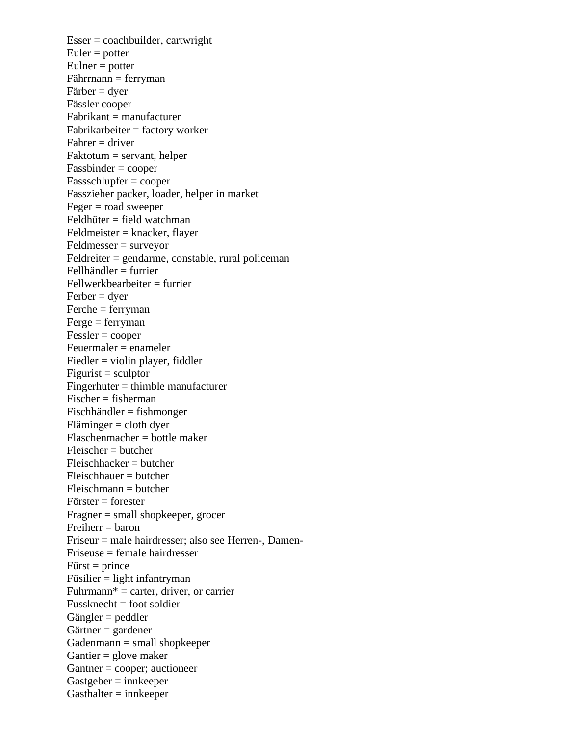Esser = coachbuilder, cartwright
Euler = potter
Eulner = potter
Fährrnann = ferryman
Färber = dyer
Fässler cooper
Fabrikant = manufacturer
Fabrikarbeiter = factory worker
Fahrer = driver
Faktotum = servant, helper
Fassbinder = cooper
Fassschlupfer = cooper
Fasszieher packer, loader, helper in market
Feger = road sweeper
Feldhüter = field watchman
Feldmeister = knacker, flayer
Feldmesser = surveyor
Feldreiter = gendarme, constable, rural policeman
Fellhändler = furrier
Fellwerkbearbeiter = furrier
Ferber = dyer
Ferche = ferryman
Ferge = ferryman
Fessler = cooper
Feuermaler = enameler
Fiedler = violin player, fiddler
Figurist = sculptor
Fingerhuter = thimble manufacturer
Fischer = fisherman
Fischhändler = fishmonger
Fläminger = cloth dyer
Flaschenmacher = bottle maker
Fleischer = butcher
Fleischhacker = butcher
Fleischhauer = butcher
Fleischmann = butcher
Förster = forester
Fragner = small shopkeeper, grocer
Freiherr = baron
Friseur = male hairdresser; also see Herren-, Damen-
Friseuse = female hairdresser
Fürst = prince
Füsilier = light infantryman
Fuhrmann* = carter, driver, or carrier
Fussknecht = foot soldier
Gängler = peddler
Gärtner = gardener
Gadenmann = small shopkeeper
Gantier = glove maker
Gantner = cooper; auctioneer
Gastgeber = innkeeper
Gasthalter = innkeeper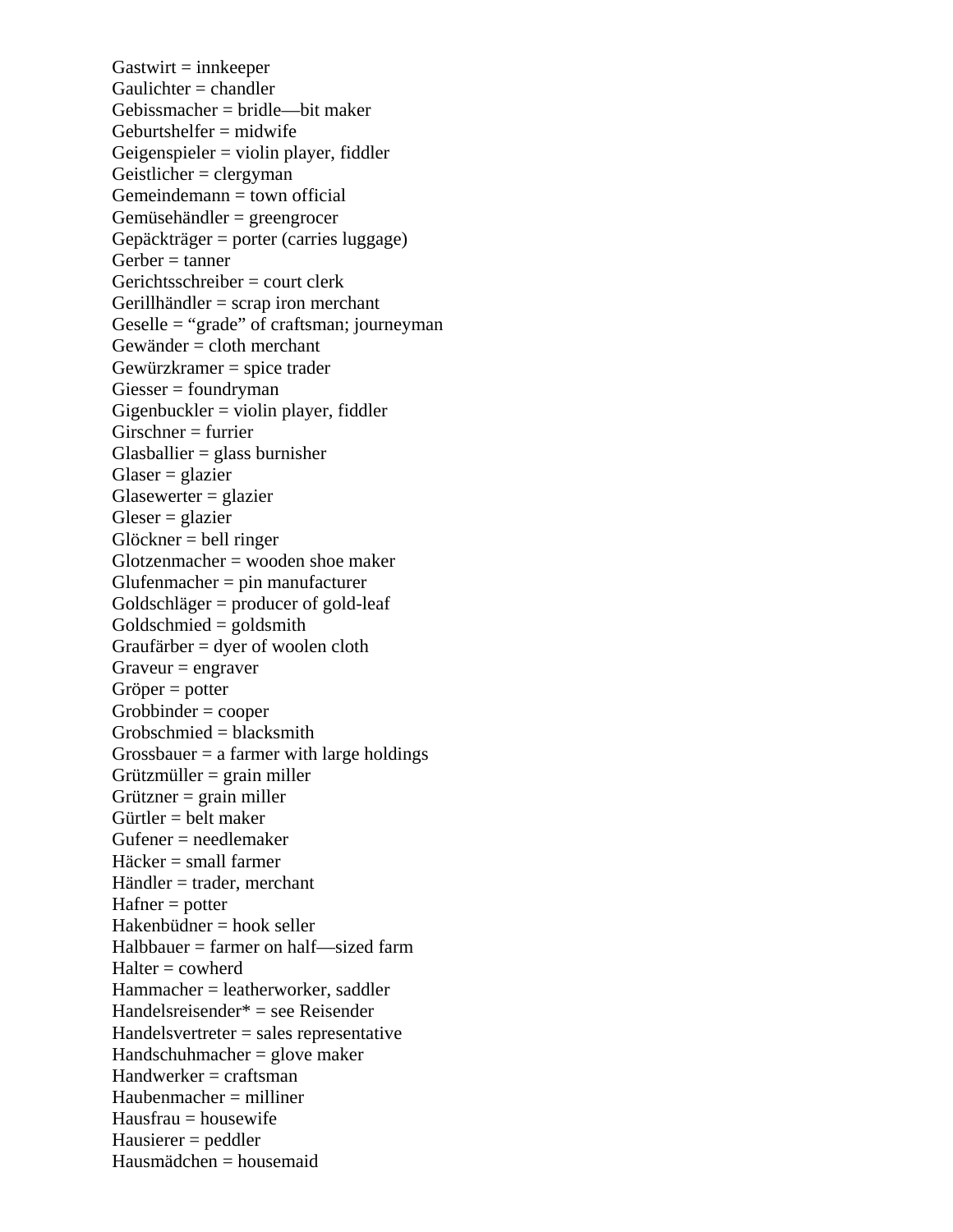Gastwirt = innkeeper
Gaulichter = chandler
Gebissmacher = bridle—bit maker
Geburtshelfer = midwife
Geigenspieler = violin player, fiddler
Geistlicher = clergyman
Gemeindemann = town official
Gemüsehändler = greengrocer
Gepäckträger = porter (carries luggage)
Gerber = tanner
Gerichtsschreiber = court clerk
Gerillhändler = scrap iron merchant
Geselle = “grade” of craftsman; journeyman
Gewänder = cloth merchant
Gewürzkramer = spice trader
Giesser = foundryman
Gigenbuckler = violin player, fiddler
Girschner = furrier
Glasballier = glass burnisher
Glaser = glazier
Glasewerter = glazier
Gleser = glazier
Glöckner = bell ringer
Glotzenmacher = wooden shoe maker
Glufenmacher = pin manufacturer
Goldschläger = producer of gold-leaf
Goldschmied = goldsmith
Graufärber = dyer of woolen cloth
Graveur = engraver
Gröper = potter
Grobbinder = cooper
Grobschmied = blacksmith
Grossbauer = a farmer with large holdings
Grützmüller = grain miller
Grützner = grain miller
Gürtler = belt maker
Gufener = needlemaker
Häcker = small farmer
Händler = trader, merchant
Hafner = potter
Hakenbüdner = hook seller
Halbbauer = farmer on half—sized farm
Halter = cowherd
Hammacher = leatherworker, saddler
Handelsreisender* = see Reisender
Handelsvertreter = sales representative
Handschuhmacher = glove maker
Handwerker = craftsman
Haubenmacher = milliner
Hausfrau = housewife
Hausierer = peddler
Hausmädchen = housemaid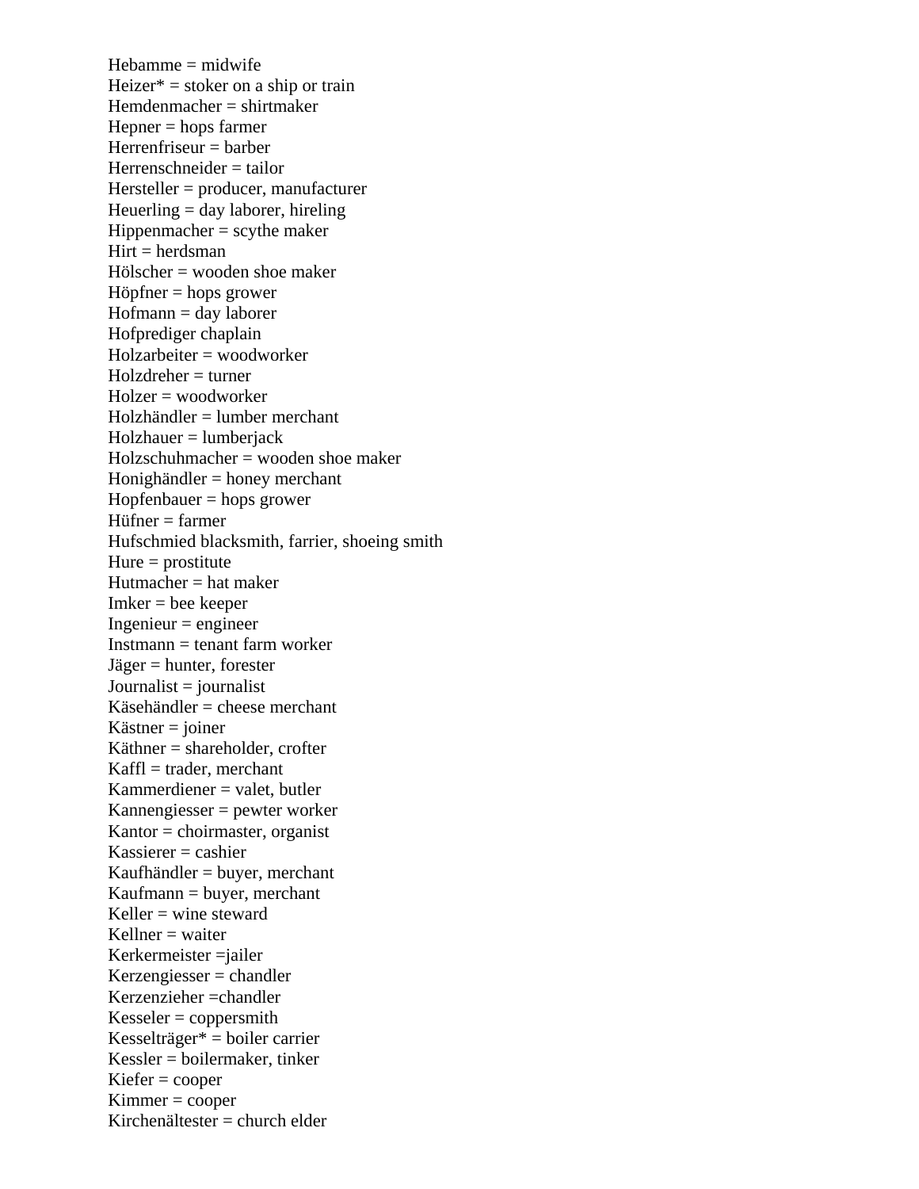Hebamme = midwife  
Heizer* = stoker on a ship or train  
Hemdenmacher = shirtmaker  
Hepner = hops farmer  
Herrenfriseur = barber  
Herrenschneider = tailor  
Hersteller = producer, manufacturer  
Heuerling = day laborer, hireling  
Hippenmacher = scythe maker  
Hirt = herdsman  
Hölscher = wooden shoe maker  
Höpfner = hops grower  
Hofmann = day laborer  
Hofprediger chaplain  
Holzarbeiter = woodworker  
Holzdreher = turner  
Holzer = woodworker  
Holzhändler = lumber merchant  
Holzhauer = lumberjack  
Holzschuhmacher = wooden shoe maker  
Honighändler = honey merchant  
Hopfenbauer = hops grower  
Hüfner = farmer  
Hufschmied blacksmith, farrier, shoeing smith  
Hure = prostitute  
Hutmacher = hat maker  
Imker = bee keeper  
Ingenieur = engineer  
Instmann = tenant farm worker  
Jäger = hunter, forester  
Journalist = journalist  
Käsehändler = cheese merchant  
Kästner = joiner  
Käthner = shareholder, crofter  
Kaffl = trader, merchant  
Kammerdiener = valet, butler  
Kannengiesser = pewter worker  
Kantor = choirmaster, organist  
Kassierer = cashier  
Kaufhändler = buyer, merchant  
Kaufmann = buyer, merchant  
Keller = wine steward  
Kellner = waiter  
Kerkermeister =jailer  
Kerzengiesser = chandler  
Kerzenzieher =chandler  
Kesseler = coppersmith  
Kesselträger* = boiler carrier  
Kessler = boilermaker, tinker  
Kiefer = cooper  
Kimmer = cooper  
Kirchenältester = church elder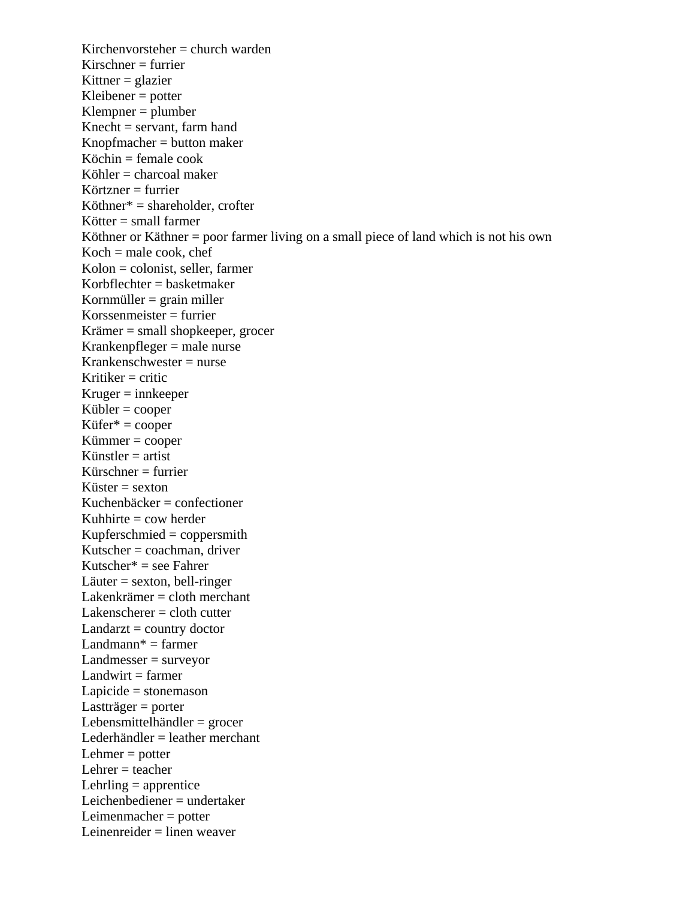Kirchenvorsteher = church warden
Kirschner = furrier
Kittner = glazier
Kleibener = potter
Klempner = plumber
Knecht = servant, farm hand
Knopfmacher = button maker
Köchin = female cook
Köhler = charcoal maker
Körtzner = furrier
Köthner* = shareholder, crofter
Kötter = small farmer
Köthner or Käthner = poor farmer living on a small piece of land which is not his own
Koch = male cook, chef
Kolon = colonist, seller, farmer
Korbflechter = basketmaker
Kornmüller = grain miller
Korssenmeister = furrier
Krämer = small shopkeeper, grocer
Krankenpfleger = male nurse
Krankenschwester = nurse
Kritiker = critic
Kruger = innkeeper
Kübler = cooper
Küfer* = cooper
Kümmer = cooper
Künstler = artist
Kürschner = furrier
Küster = sexton
Kuchenbäcker = confectioner
Kuhhirte = cow herder
Kupferschmied = coppersmith
Kutscher = coachman, driver
Kutscher* = see Fahrer
Läuter = sexton, bell-ringer
Lakenkrämer = cloth merchant
Lakenscherer = cloth cutter
Landarzt = country doctor
Landmann* = farmer
Landmesser = surveyor
Landwirt = farmer
Lapicide = stonemason
Lastträger = porter
Lebensmittelhändler = grocer
Lederhändler = leather merchant
Lehmer = potter
Lehrer = teacher
Lehrling = apprentice
Leichenbediener = undertaker
Leimenmacher = potter
Leinenreider = linen weaver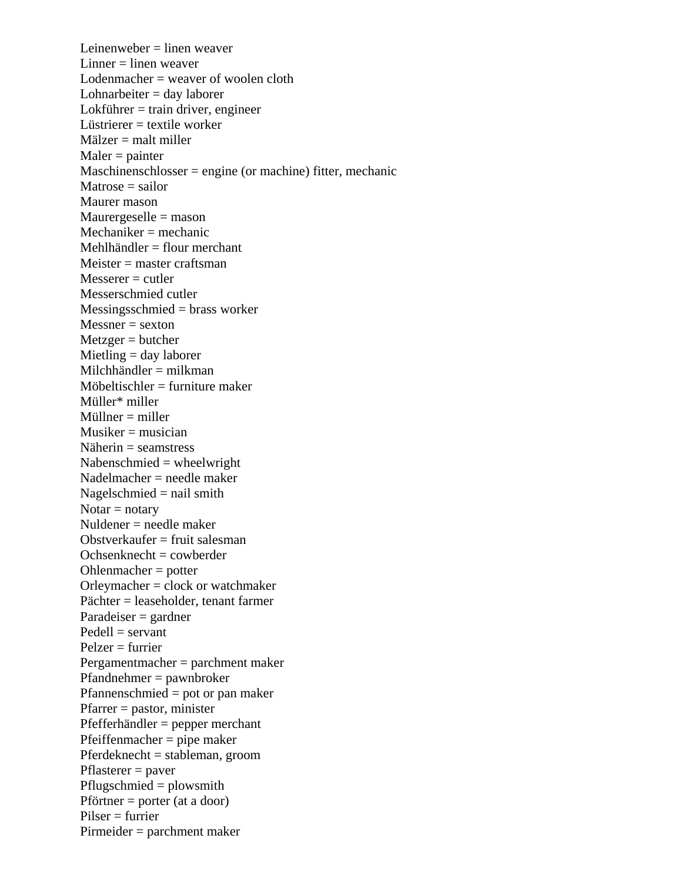Leinenweber = linen weaver
Linner = linen weaver
Lodenmacher = weaver of woolen cloth
Lohnarbeiter = day laborer
Lokführer = train driver, engineer
Lüstrierer = textile worker
Mälzer = malt miller
Maler = painter
Maschinenschlosser = engine (or machine) fitter, mechanic
Matrose = sailor
Maurer mason
Maurergeselle = mason
Mechaniker = mechanic
Mehlhändler = flour merchant
Meister = master craftsman
Messerer = cutler
Messerschmied cutler
Messingsschmied = brass worker
Messner = sexton
Metzger = butcher
Mietling = day laborer
Milchhändler = milkman
Möbeltischler = furniture maker
Müller* miller
Müllner = miller
Musiker = musician
Näherin = seamstress
Nabenschmied = wheelwright
Nadelmacher = needle maker
Nagelschmied = nail smith
Notar = notary
Nuldener = needle maker
Obstverkaufer = fruit salesman
Ochsenknecht = cowberder
Ohlenmacher = potter
Orleymacher = clock or watchmaker
Pächter = leaseholder, tenant farmer
Paradeiser = gardner
Pedell = servant
Pelzer = furrier
Pergamentmacher = parchment maker
Pfandnehmer = pawnbroker
Pfannenschmied = pot or pan maker
Pfarrer = pastor, minister
Pfefferhändler = pepper merchant
Pfeiffenmacher = pipe maker
Pferdeknecht = stableman, groom
Pflasterer = paver
Pflugschmied = plowsmith
Pförtner = porter (at a door)
Pilser = furrier
Pirmeider = parchment maker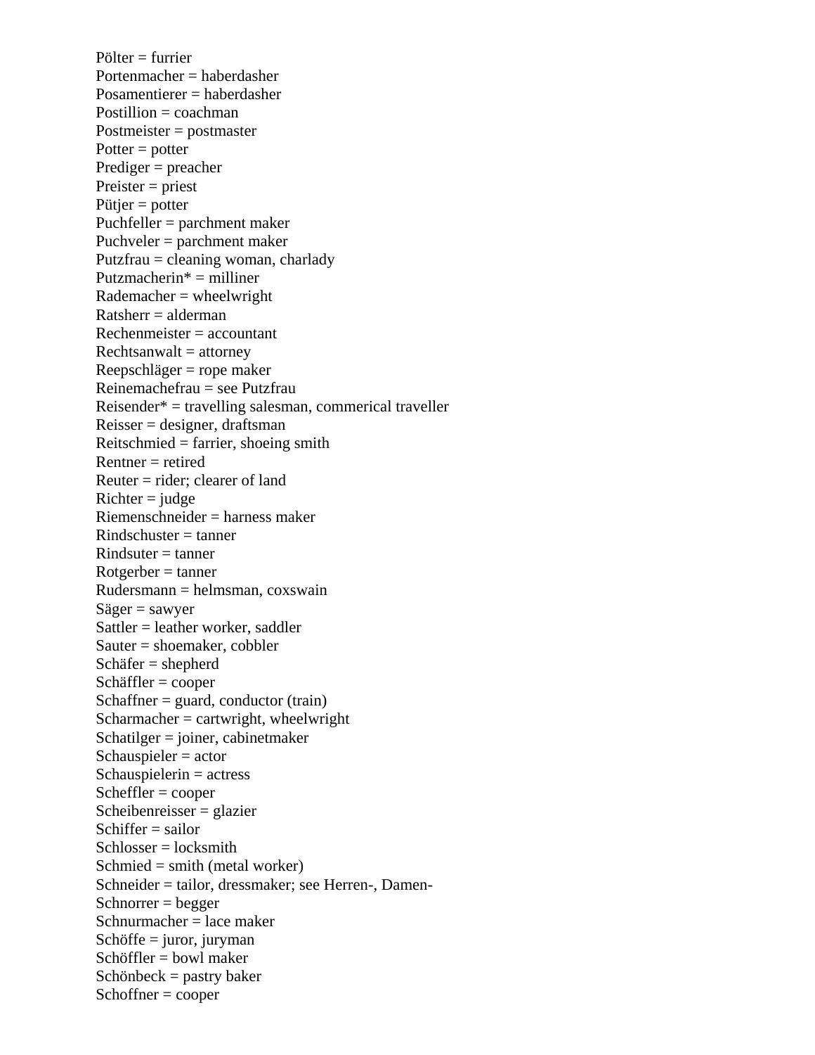Pölter = furrier
Portenmacher = haberdasher
Posamentierer = haberdasher
Postillion = coachman
Postmeister = postmaster
Potter = potter
Prediger = preacher
Preister = priest
Pütjer = potter
Puchfeller = parchment maker
Puchveler = parchment maker
Putzfrau = cleaning woman, charlady
Putzmacherin* = milliner
Rademacher = wheelwright
Ratsherr = alderman
Rechenmeister = accountant
Rechtsanwalt = attorney
Reepschläger = rope maker
Reinemachefrau = see Putzfrau
Reisender* = travelling salesman, commerical traveller
Reisser = designer, draftsman
Reitschmied = farrier, shoeing smith
Rentner = retired
Reuter = rider; clearer of land
Richter = judge
Riemenschneider = harness maker
Rindschuster = tanner
Rindsuter = tanner
Rotgerber = tanner
Rudersmann = helmsman, coxswain
Säger = sawyer
Sattler = leather worker, saddler
Sauter = shoemaker, cobbler
Schäfer = shepherd
Schäffler = cooper
Schaffner = guard, conductor (train)
Scharmacher = cartwright, wheelwright
Schatilger = joiner, cabinetmaker
Schauspieler = actor
Schauspielerin = actress
Scheffler = cooper
Scheibenreisser = glazier
Schiffer = sailor
Schlosser = locksmith
Schmied = smith (metal worker)
Schneider = tailor, dressmaker; see Herren-, Damen-
Schnorrer = begger
Schnurmacher = lace maker
Schöffe = juror, juryman
Schöffler = bowl maker
Schönbeck = pastry baker
Schoffner = cooper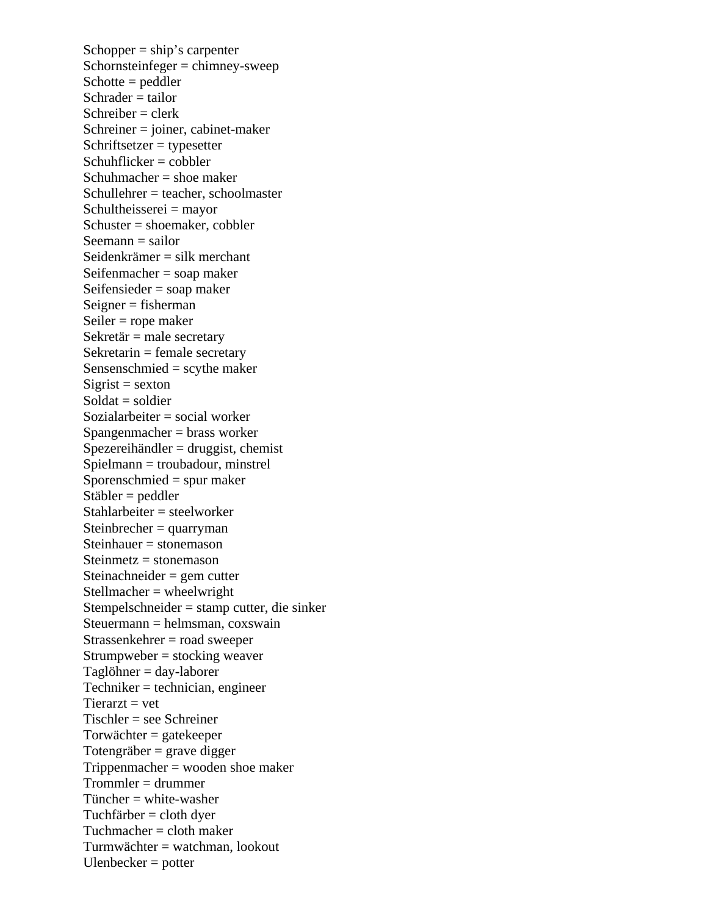Schopper = ship’s carpenter
Schornsteinfeger = chimney-sweep
Schotte = peddler
Schrader = tailor
Schreiber = clerk
Schreiner = joiner, cabinet-maker
Schriftsetzer = typesetter
Schuhflicker = cobbler
Schuhmacher = shoe maker
Schullehrer = teacher, schoolmaster
Schultheisserei = mayor
Schuster = shoemaker, cobbler
Seemann = sailor
Seidenkrämer = silk merchant
Seifenmacher = soap maker
Seifensieder = soap maker
Seigner = fisherman
Seiler = rope maker
Sekretär = male secretary
Sekretarin = female secretary
Sensenschmied = scythe maker
Sigrist = sexton
Soldat = soldier
Sozialarbeiter = social worker
Spangenmacher = brass worker
Spezereihändler = druggist, chemist
Spielmann = troubadour, minstrel
Sporenschmied = spur maker
Stäbler = peddler
Stahlarbeiter = steelworker
Steinbrecher = quarryman
Steinhauer = stonemason
Steinmetz = stonemason
Steinachneider = gem cutter
Stellmacher = wheelwright
Stempelschneider = stamp cutter, die sinker
Steuermann = helmsman, coxswain
Strassenkehrer = road sweeper
Strumpweber = stocking weaver
Taglöhner = day-laborer
Techniker = technician, engineer
Tierarzt = vet
Tischler = see Schreiner
Torwächter = gatekeeper
Totengräber = grave digger
Trippenmacher = wooden shoe maker
Trommler = drummer
Tüncher = white-washer
Tuchfärber = cloth dyer
Tuchmacher = cloth maker
Turmwächter = watchman, lookout
Ulenbecker = potter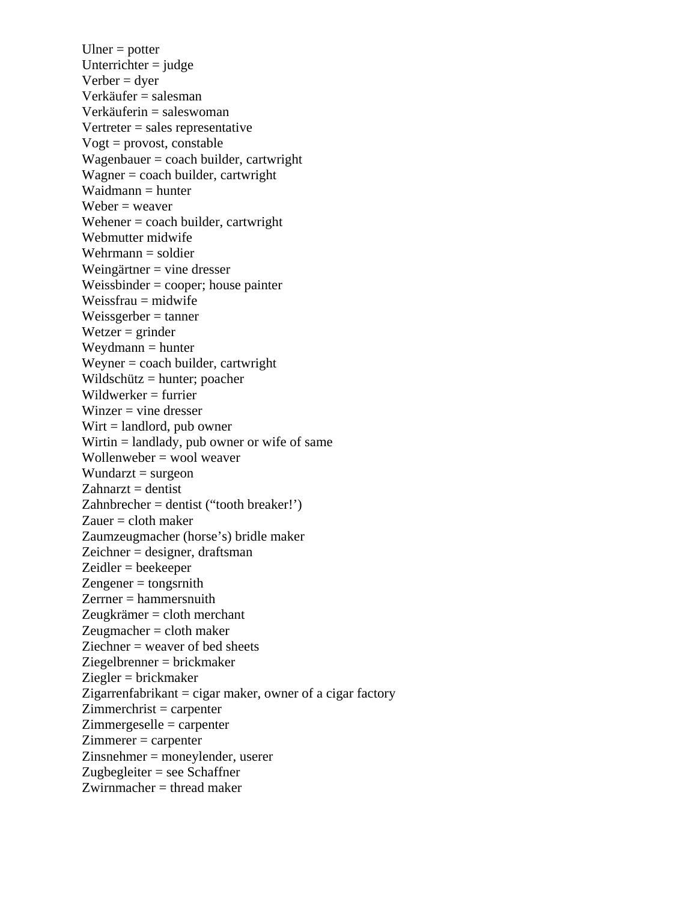Ulner = potter
Unterrichter = judge
Verber = dyer
Verkäufer = salesman
Verkäuferin = saleswoman
Vertreter = sales representative
Vogt = provost, constable
Wagenbauer = coach builder, cartwright
Wagner = coach builder, cartwright
Waidmann = hunter
Weber = weaver
Wehener = coach builder, cartwright
Webmutter midwife
Wehrmann = soldier
Weingärtner = vine dresser
Weissbinder = cooper; house painter
Weissfrau = midwife
Weissgerber = tanner
Wetzer = grinder
Weydmann = hunter
Weyner = coach builder, cartwright
Wildschütz = hunter; poacher
Wildwerker = furrier
Winzer = vine dresser
Wirt = landlord, pub owner
Wirtin = landlady, pub owner or wife of same
Wollenweber = wool weaver
Wundarzt = surgeon
Zahnarzt = dentist
Zahnbrecher = dentist ("tooth breaker!')
Zauer = cloth maker
Zaumzeugmacher (horse's) bridle maker
Zeichner = designer, draftsman
Zeidler = beekeeper
Zengener = tongsrnith
Zerrner = hammersnuith
Zeugkrämer = cloth merchant
Zeugmacher = cloth maker
Ziechner = weaver of bed sheets
Ziegelbrenner = brickmaker
Ziegler = brickmaker
Zigarrenfabrikant = cigar maker, owner of a cigar factory
Zimmerchrist = carpenter
Zimmergeselle = carpenter
Zimmerer = carpenter
Zinsnehmer = moneylender, userer
Zugbegleiter = see Schaffner
Zwirnmacher = thread maker